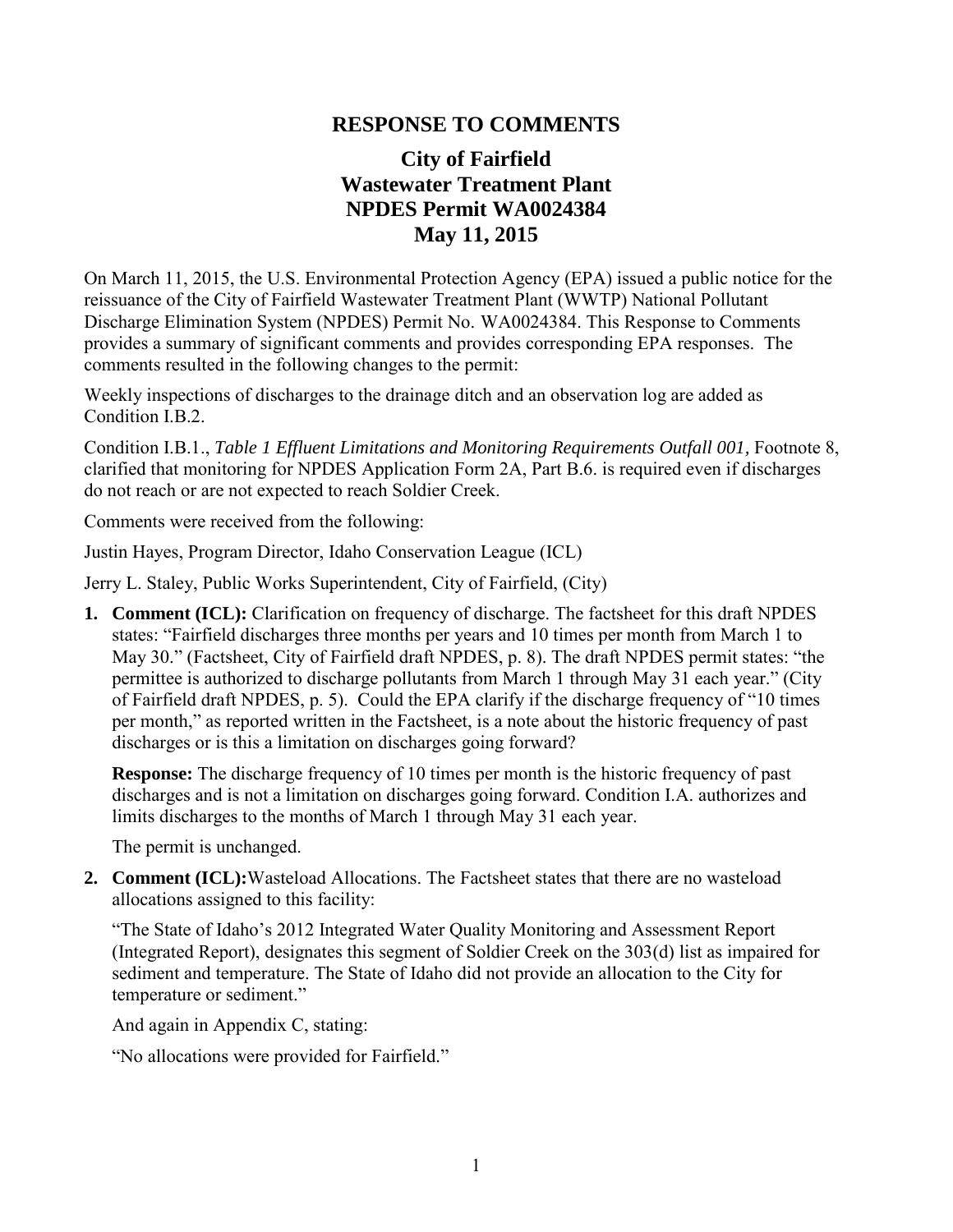# RESPONSE TO COMMENTS

## City of Fairfield
## Wastewater Treatment Plant
## NPDES Permit WA0024384
## May 11, 2015

On March 11, 2015, the U.S. Environmental Protection Agency (EPA) issued a public notice for the reissuance of the City of Fairfield Wastewater Treatment Plant (WWTP) National Pollutant Discharge Elimination System (NPDES) Permit No. WA0024384. This Response to Comments provides a summary of significant comments and provides corresponding EPA responses. The comments resulted in the following changes to the permit:

Weekly inspections of discharges to the drainage ditch and an observation log are added as Condition I.B.2.

Condition I.B.1., *Table 1 Effluent Limitations and Monitoring Requirements Outfall 001*, Footnote 8, clarified that monitoring for NPDES Application Form 2A, Part B.6. is required even if discharges do not reach or are not expected to reach Soldier Creek.

Comments were received from the following:

Justin Hayes, Program Director, Idaho Conservation League (ICL)

Jerry L. Staley, Public Works Superintendent, City of Fairfield, (City)

1. **Comment (ICL):** Clarification on frequency of discharge. The factsheet for this draft NPDES states: "Fairfield discharges three months per years and 10 times per month from March 1 to May 30." (Factsheet, City of Fairfield draft NPDES, p. 8). The draft NPDES permit states: "the permittee is authorized to discharge pollutants from March 1 through May 31 each year." (City of Fairfield draft NPDES, p. 5). Could the EPA clarify if the discharge frequency of "10 times per month," as reported written in the Factsheet, is a note about the historic frequency of past discharges or is this a limitation on discharges going forward?

   **Response:** The discharge frequency of 10 times per month is the historic frequency of past discharges and is not a limitation on discharges going forward. Condition I.A. authorizes and limits discharges to the months of March 1 through May 31 each year.

   The permit is unchanged.

2. **Comment (ICL):** Wasteload Allocations. The Factsheet states that there are no wasteload allocations assigned to this facility:

   "The State of Idaho's 2012 Integrated Water Quality Monitoring and Assessment Report (Integrated Report), designates this segment of Soldier Creek on the 303(d) list as impaired for sediment and temperature. The State of Idaho did not provide an allocation to the City for temperature or sediment."

   And again in Appendix C, stating:

   "No allocations were provided for Fairfield."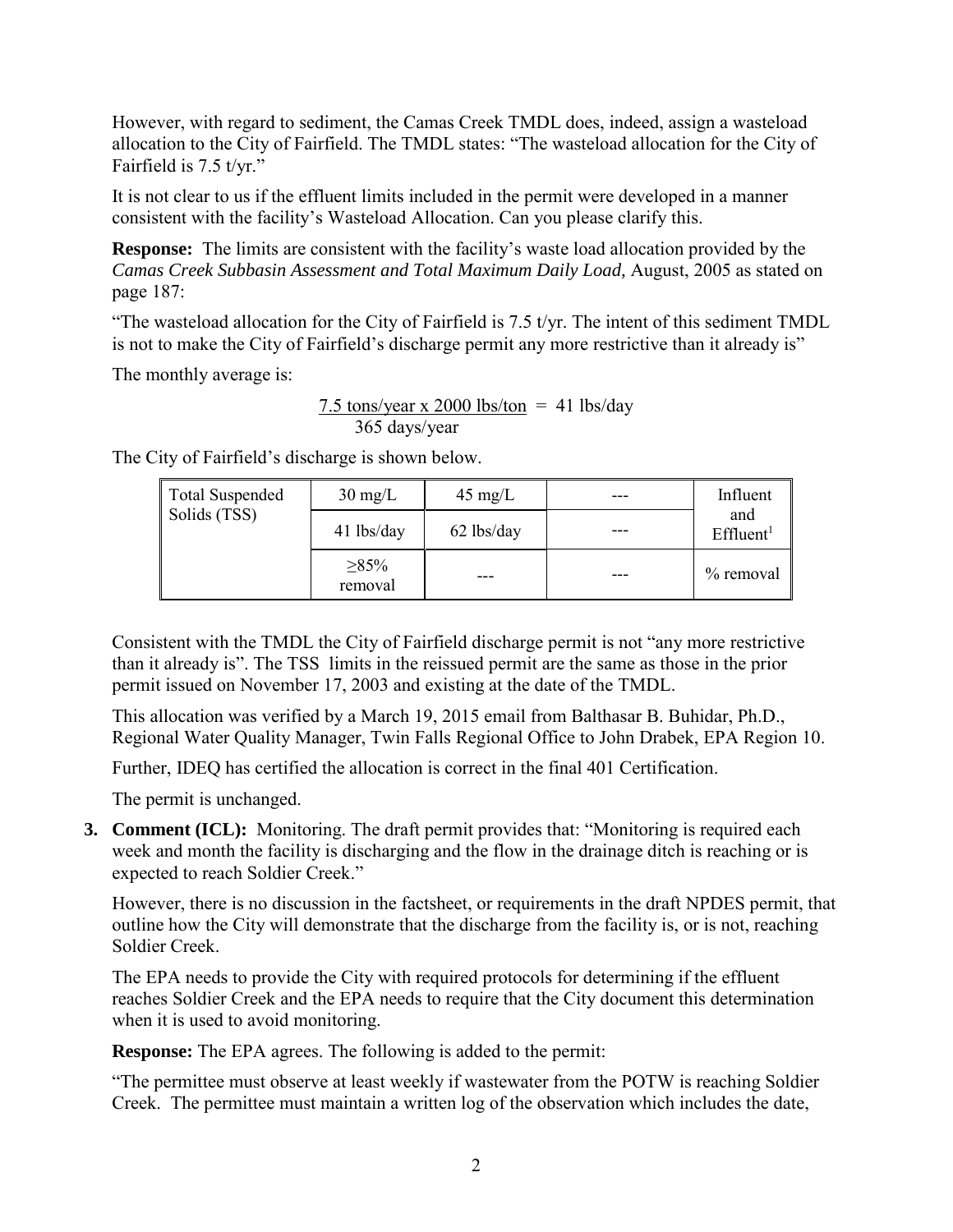However, with regard to sediment, the Camas Creek TMDL does, indeed, assign a wasteload allocation to the City of Fairfield. The TMDL states: "The wasteload allocation for the City of Fairfield is 7.5 t/yr."

It is not clear to us if the effluent limits included in the permit were developed in a manner consistent with the facility's Wasteload Allocation. Can you please clarify this.

**Response:** The limits are consistent with the facility's waste load allocation provided by the *Camas Creek Subbasin Assessment and Total Maximum Daily Load,* August, 2005 as stated on page 187:

"The wasteload allocation for the City of Fairfield is 7.5 t/yr. The intent of this sediment TMDL is not to make the City of Fairfield's discharge permit any more restrictive than it already is"

The monthly average is:

$$\frac{7.5 \text{ tons/year} \times 2000 \text{ lbs/ton}}{365 \text{ days/year}} = 41 \text{ lbs/day}$$

The City of Fairfield's discharge is shown below.

| | | | | |
|---|---|---|---|---|
| Total Suspended Solids (TSS) | 30 mg/L | 45 mg/L | --- | Influent and Effluent[1] |
| | 41 lbs/day | 62 lbs/day | --- | |
| | ≥85% removal | --- | --- | % removal |

Consistent with the TMDL the City of Fairfield discharge permit is not "any more restrictive than it already is". The TSS limits in the reissued permit are the same as those in the prior permit issued on November 17, 2003 and existing at the date of the TMDL.

This allocation was verified by a March 19, 2015 email from Balthasar B. Buhidar, Ph.D., Regional Water Quality Manager, Twin Falls Regional Office to John Drabek, EPA Region 10.

Further, IDEQ has certified the allocation is correct in the final 401 Certification.

The permit is unchanged.

3. **Comment (ICL):** Monitoring. The draft permit provides that: "Monitoring is required each week and month the facility is discharging and the flow in the drainage ditch is reaching or is expected to reach Soldier Creek."

   However, there is no discussion in the factsheet, or requirements in the draft NPDES permit, that outline how the City will demonstrate that the discharge from the facility is, or is not, reaching Soldier Creek.

   The EPA needs to provide the City with required protocols for determining if the effluent reaches Soldier Creek and the EPA needs to require that the City document this determination when it is used to avoid monitoring.

   **Response:** The EPA agrees. The following is added to the permit:

   "The permittee must observe at least weekly if wastewater from the POTW is reaching Soldier Creek. The permittee must maintain a written log of the observation which includes the date,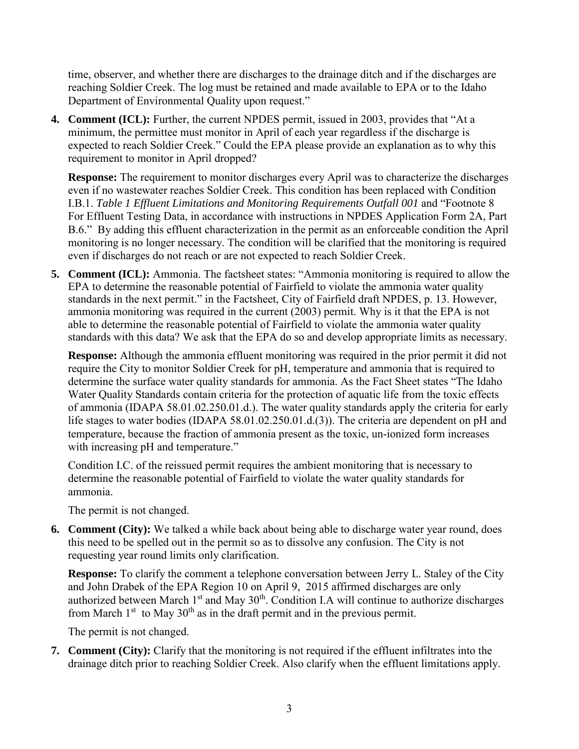time, observer, and whether there are discharges to the drainage ditch and if the discharges are reaching Soldier Creek. The log must be retained and made available to EPA or to the Idaho Department of Environmental Quality upon request."

4. **Comment (ICL):** Further, the current NPDES permit, issued in 2003, provides that "At a minimum, the permittee must monitor in April of each year regardless if the discharge is expected to reach Soldier Creek." Could the EPA please provide an explanation as to why this requirement to monitor in April dropped?

   **Response:** The requirement to monitor discharges every April was to characterize the discharges even if no wastewater reaches Soldier Creek. This condition has been replaced with Condition I.B.1. *Table 1 Effluent Limitations and Monitoring Requirements Outfall 001* and "Footnote 8 For Effluent Testing Data, in accordance with instructions in NPDES Application Form 2A, Part B.6." By adding this effluent characterization in the permit as an enforceable condition the April monitoring is no longer necessary. The condition will be clarified that the monitoring is required even if discharges do not reach or are not expected to reach Soldier Creek.

5. **Comment (ICL):** Ammonia. The factsheet states: "Ammonia monitoring is required to allow the EPA to determine the reasonable potential of Fairfield to violate the ammonia water quality standards in the next permit." in the Factsheet, City of Fairfield draft NPDES, p. 13. However, ammonia monitoring was required in the current (2003) permit. Why is it that the EPA is not able to determine the reasonable potential of Fairfield to violate the ammonia water quality standards with this data? We ask that the EPA do so and develop appropriate limits as necessary.

   **Response:** Although the ammonia effluent monitoring was required in the prior permit it did not require the City to monitor Soldier Creek for pH, temperature and ammonia that is required to determine the surface water quality standards for ammonia. As the Fact Sheet states "The Idaho Water Quality Standards contain criteria for the protection of aquatic life from the toxic effects of ammonia (IDAPA 58.01.02.250.01.d.). The water quality standards apply the criteria for early life stages to water bodies (IDAPA 58.01.02.250.01.d.(3)). The criteria are dependent on pH and temperature, because the fraction of ammonia present as the toxic, un-ionized form increases with increasing pH and temperature."

   Condition I.C. of the reissued permit requires the ambient monitoring that is necessary to determine the reasonable potential of Fairfield to violate the water quality standards for ammonia.

   The permit is not changed.

6. **Comment (City):** We talked a while back about being able to discharge water year round, does this need to be spelled out in the permit so as to dissolve any confusion. The City is not requesting year round limits only clarification.

   **Response:** To clarify the comment a telephone conversation between Jerry L. Staley of the City and John Drabek of the EPA Region 10 on April 9, 2015 affirmed discharges are only authorized between March 1st and May 30th. Condition I.A will continue to authorize discharges from March 1st to May 30th as in the draft permit and in the previous permit.

   The permit is not changed.

7. **Comment (City):** Clarify that the monitoring is not required if the effluent infiltrates into the drainage ditch prior to reaching Soldier Creek. Also clarify when the effluent limitations apply.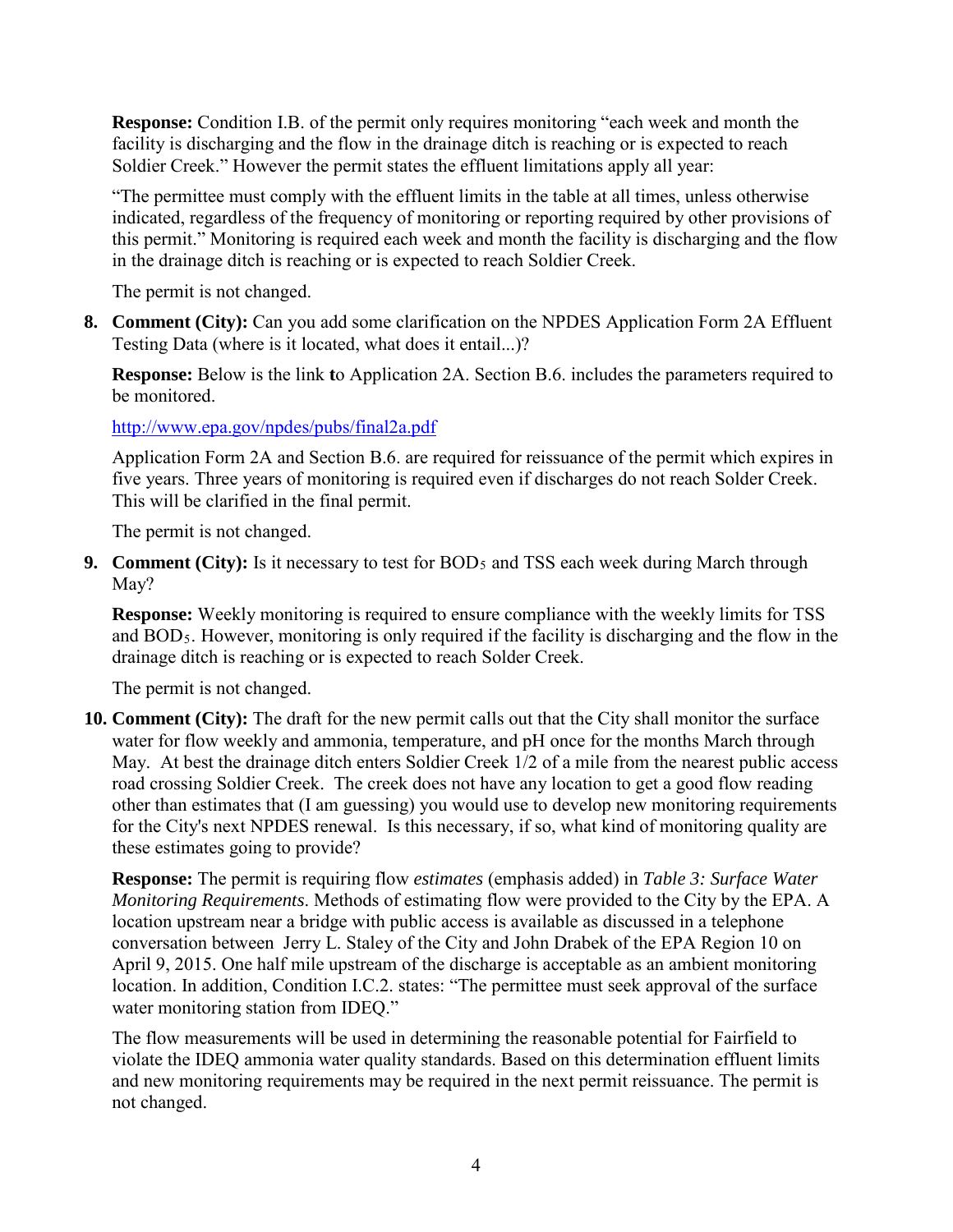**Response:** Condition I.B. of the permit only requires monitoring "each week and month the facility is discharging and the flow in the drainage ditch is reaching or is expected to reach Soldier Creek." However the permit states the effluent limitations apply all year:

"The permittee must comply with the effluent limits in the table at all times, unless otherwise indicated, regardless of the frequency of monitoring or reporting required by other provisions of this permit." Monitoring is required each week and month the facility is discharging and the flow in the drainage ditch is reaching or is expected to reach Soldier Creek.

The permit is not changed.

8. **Comment (City):** Can you add some clarification on the NPDES Application Form 2A Effluent Testing Data (where is it located, what does it entail...)?

   **Response:** Below is the link **t**o Application 2A. Section B.6. includes the parameters required to be monitored.

   http://www.epa.gov/npdes/pubs/final2a.pdf

   Application Form 2A and Section B.6. are required for reissuance of the permit which expires in five years. Three years of monitoring is required even if discharges do not reach Solder Creek. This will be clarified in the final permit.

   The permit is not changed.

9. **Comment (City):** Is it necessary to test for $BOD_5$ and TSS each week during March through May?

   **Response:** Weekly monitoring is required to ensure compliance with the weekly limits for TSS and $BOD_5$. However, monitoring is only required if the facility is discharging and the flow in the drainage ditch is reaching or is expected to reach Solder Creek.

   The permit is not changed.

10. **Comment (City):** The draft for the new permit calls out that the City shall monitor the surface water for flow weekly and ammonia, temperature, and pH once for the months March through May. At best the drainage ditch enters Soldier Creek 1/2 of a mile from the nearest public access road crossing Soldier Creek. The creek does not have any location to get a good flow reading other than estimates that (I am guessing) you would use to develop new monitoring requirements for the City's next NPDES renewal. Is this necessary, if so, what kind of monitoring quality are these estimates going to provide?

    **Response:** The permit is requiring flow *estimates* (emphasis added) in *Table 3: Surface Water Monitoring Requirements*. Methods of estimating flow were provided to the City by the EPA. A location upstream near a bridge with public access is available as discussed in a telephone conversation between Jerry L. Staley of the City and John Drabek of the EPA Region 10 on April 9, 2015. One half mile upstream of the discharge is acceptable as an ambient monitoring location. In addition, Condition I.C.2. states: "The permittee must seek approval of the surface water monitoring station from IDEQ."

    The flow measurements will be used in determining the reasonable potential for Fairfield to violate the IDEQ ammonia water quality standards. Based on this determination effluent limits and new monitoring requirements may be required in the next permit reissuance. The permit is not changed.